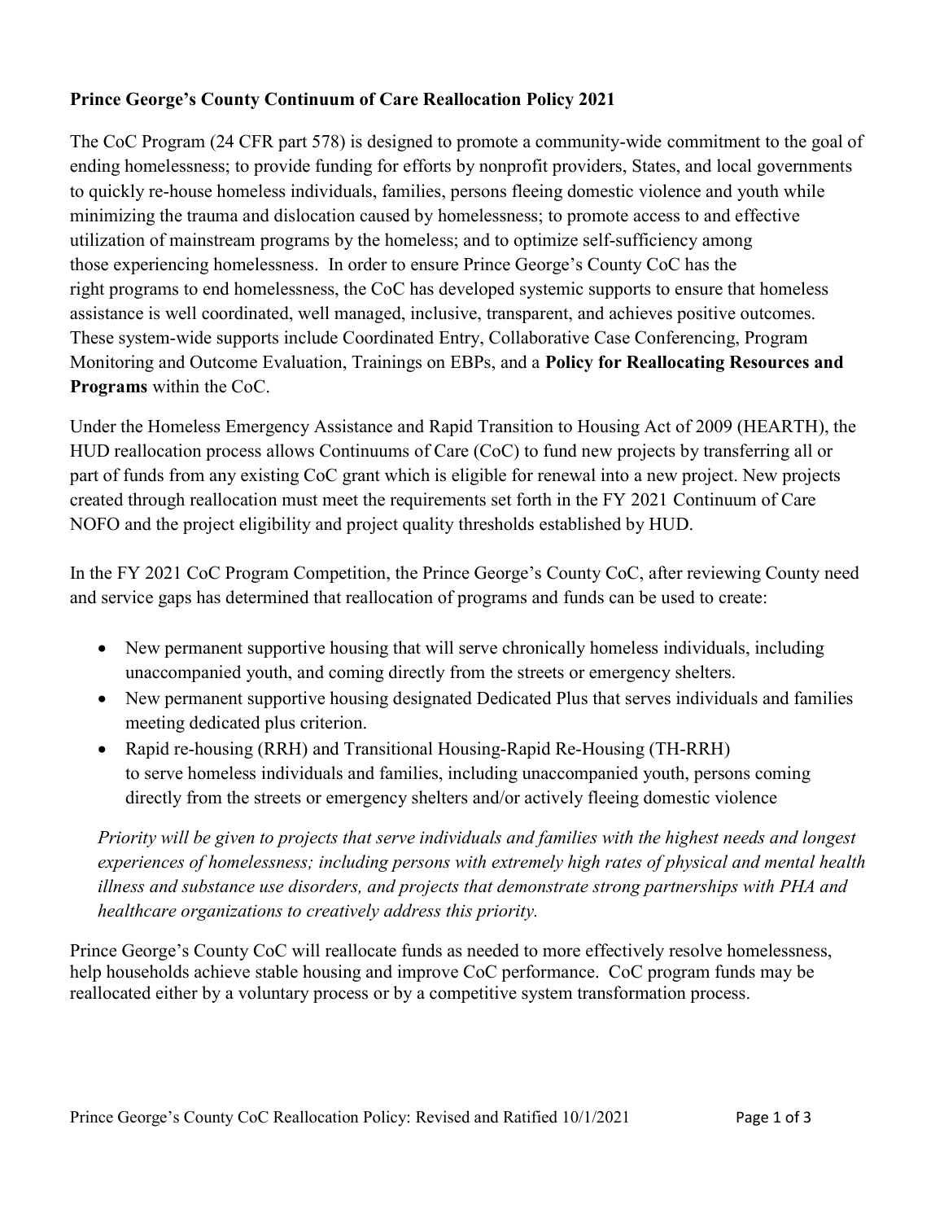# **Prince George's County Continuum of Care Reallocation Policy 2021**

The CoC Program (24 CFR part 578) is designed to promote a community-wide commitment to the goal of ending homelessness; to provide funding for efforts by nonprofit providers, States, and local governments to quickly re-house homeless individuals, families, persons fleeing domestic violence and youth while minimizing the trauma and dislocation caused by homelessness; to promote access to and effective utilization of mainstream programs by the homeless; and to optimize self-sufficiency among those experiencing homelessness. In order to ensure Prince George's County CoC has the right programs to end homelessness, the CoC has developed systemic supports to ensure that homeless assistance is well coordinated, well managed, inclusive, transparent, and achieves positive outcomes. These system-wide supports include Coordinated Entry, Collaborative Case Conferencing, Program Monitoring and Outcome Evaluation, Trainings on EBPs, and a **Policy for Reallocating Resources and Programs** within the CoC.

Under the Homeless Emergency Assistance and Rapid Transition to Housing Act of 2009 (HEARTH), the HUD reallocation process allows Continuums of Care (CoC) to fund new projects by transferring all or part of funds from any existing CoC grant which is eligible for renewal into a new project. New projects created through reallocation must meet the requirements set forth in the FY 2021 Continuum of Care NOFO and the project eligibility and project quality thresholds established by HUD.

In the FY 2021 CoC Program Competition, the Prince George's County CoC, after reviewing County need and service gaps has determined that reallocation of programs and funds can be used to create:

- New permanent supportive housing that will serve chronically homeless individuals, including unaccompanied youth, and coming directly from the streets or emergency shelters.
- New permanent supportive housing designated Dedicated Plus that serves individuals and families meeting dedicated plus criterion.
- Rapid re-housing (RRH) and Transitional Housing-Rapid Re-Housing (TH-RRH) to serve homeless individuals and families, including unaccompanied youth, persons coming directly from the streets or emergency shelters and/or actively fleeing domestic violence

*Priority will be given to projects that serve individuals and families with the highest needs and longest experiences of homelessness; including persons with extremely high rates of physical and mental health illness and substance use disorders, and projects that demonstrate strong partnerships with PHA and healthcare organizations to creatively address this priority.*

Prince George's County CoC will reallocate funds as needed to more effectively resolve homelessness, help households achieve stable housing and improve CoC performance. CoC program funds may be reallocated either by a voluntary process or by a competitive system transformation process.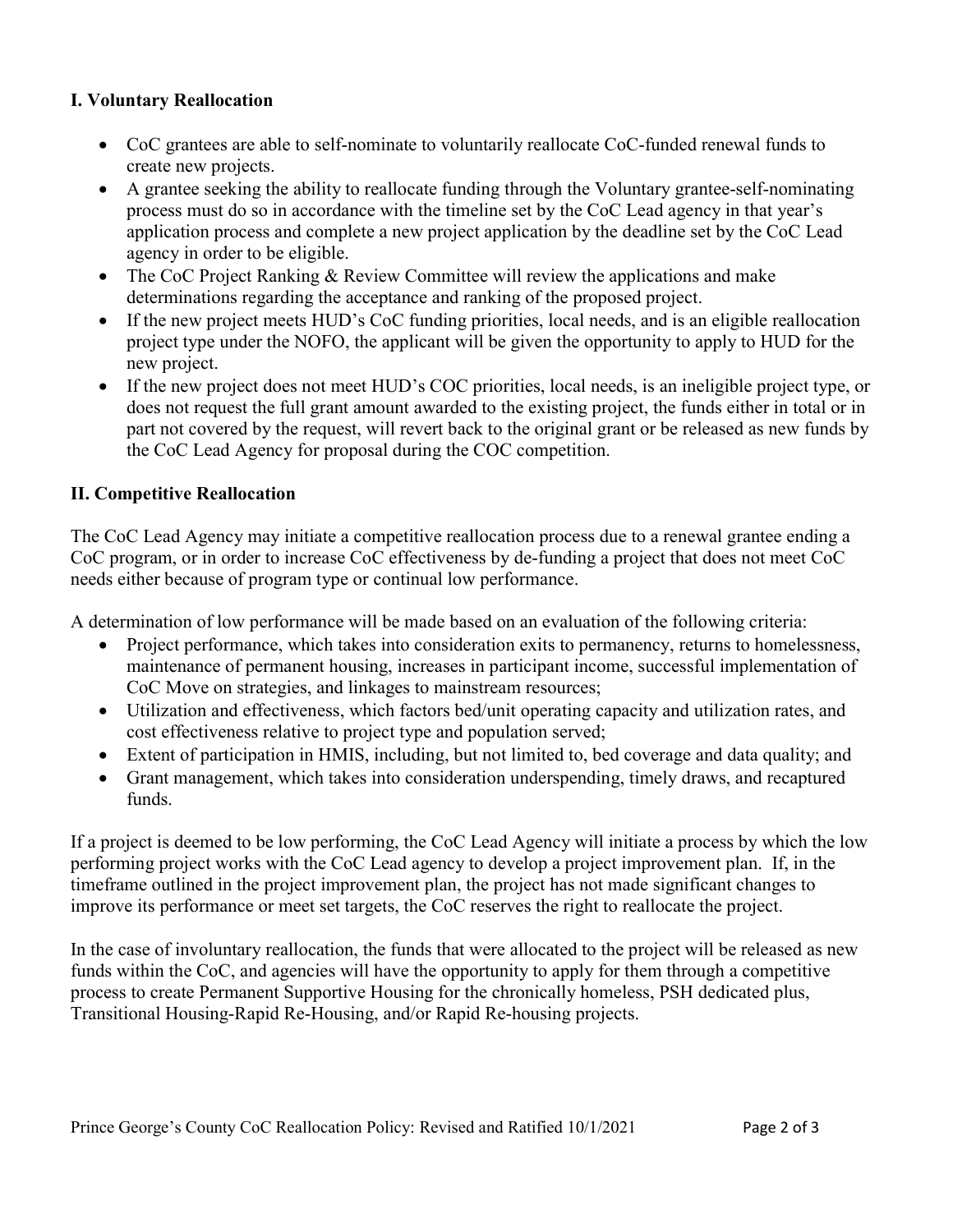### I. Voluntary Reallocation

- CoC grantees are able to self-nominate to voluntarily reallocate CoC-funded renewal funds to create new projects.
- A grantee seeking the ability to reallocate funding through the Voluntary grantee-self-nominating process must do so in accordance with the timeline set by the CoC Lead agency in that year's application process and complete a new project application by the deadline set by the CoC Lead agency in order to be eligible.
- The CoC Project Ranking & Review Committee will review the applications and make determinations regarding the acceptance and ranking of the proposed project.
- If the new project meets HUD's CoC funding priorities, local needs, and is an eligible reallocation project type under the NOFO, the applicant will be given the opportunity to apply to HUD for the new project.
- If the new project does not meet HUD's COC priorities, local needs, is an ineligible project type, or does not request the full grant amount awarded to the existing project, the funds either in total or in part not covered by the request, will revert back to the original grant or be released as new funds by the CoC Lead Agency for proposal during the COC competition.

### II. Competitive Reallocation

The CoC Lead Agency may initiate a competitive reallocation process due to a renewal grantee ending a CoC program, or in order to increase CoC effectiveness by de-funding a project that does not meet CoC needs either because of program type or continual low performance.

A determination of low performance will be made based on an evaluation of the following criteria:

- Project performance, which takes into consideration exits to permanency, returns to homelessness, maintenance of permanent housing, increases in participant income, successful implementation of CoC Move on strategies, and linkages to mainstream resources;
- Utilization and effectiveness, which factors bed/unit operating capacity and utilization rates, and cost effectiveness relative to project type and population served;
- Extent of participation in HMIS, including, but not limited to, bed coverage and data quality; and
- Grant management, which takes into consideration underspending, timely draws, and recaptured funds.

If a project is deemed to be low performing, the CoC Lead Agency will initiate a process by which the low performing project works with the CoC Lead agency to develop a project improvement plan. If, in the timeframe outlined in the project improvement plan, the project has not made significant changes to improve its performance or meet set targets, the CoC reserves the right to reallocate the project.

In the case of involuntary reallocation, the funds that were allocated to the project will be released as new funds within the CoC, and agencies will have the opportunity to apply for them through a competitive process to create Permanent Supportive Housing for the chronically homeless, PSH dedicated plus, Transitional Housing-Rapid Re-Housing, and/or Rapid Re-housing projects.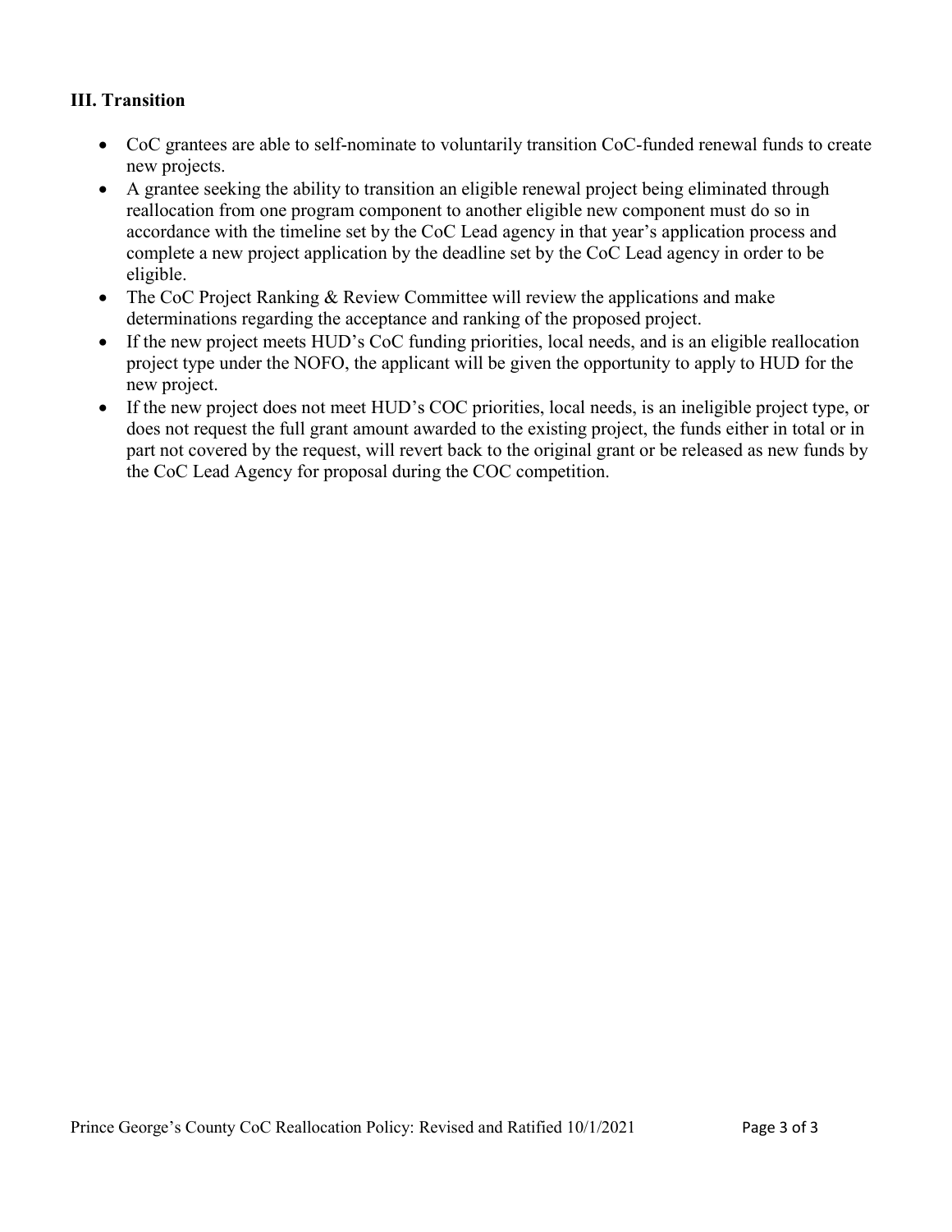### III. Transition

- CoC grantees are able to self-nominate to voluntarily transition CoC-funded renewal funds to create new projects.
- A grantee seeking the ability to transition an eligible renewal project being eliminated through reallocation from one program component to another eligible new component must do so in accordance with the timeline set by the CoC Lead agency in that year's application process and complete a new project application by the deadline set by the CoC Lead agency in order to be eligible.
- The CoC Project Ranking & Review Committee will review the applications and make determinations regarding the acceptance and ranking of the proposed project.
- If the new project meets HUD's CoC funding priorities, local needs, and is an eligible reallocation project type under the NOFO, the applicant will be given the opportunity to apply to HUD for the new project.
- If the new project does not meet HUD's COC priorities, local needs, is an ineligible project type, or does not request the full grant amount awarded to the existing project, the funds either in total or in part not covered by the request, will revert back to the original grant or be released as new funds by the CoC Lead Agency for proposal during the COC competition.